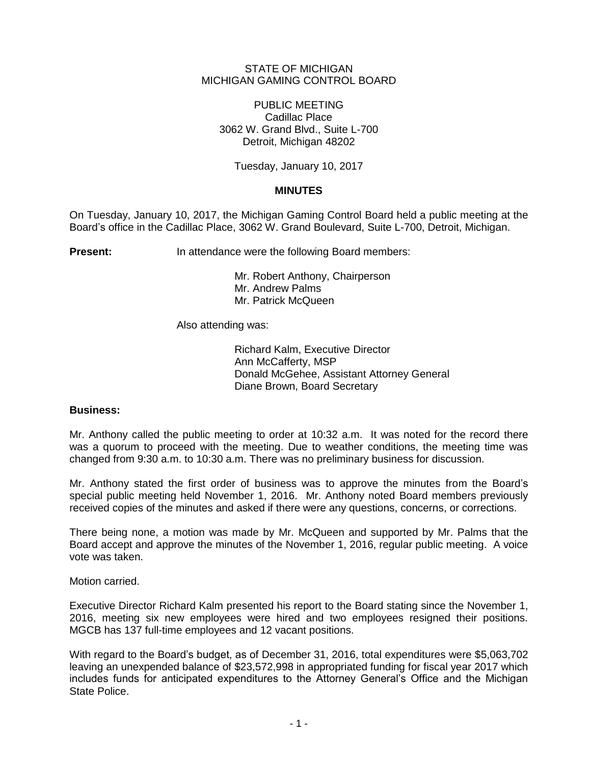STATE OF MICHIGAN
MICHIGAN GAMING CONTROL BOARD

PUBLIC MEETING
Cadillac Place
3062 W. Grand Blvd., Suite L-700
Detroit, Michigan 48202

Tuesday, January 10, 2017

**MINUTES**

On Tuesday, January 10, 2017, the Michigan Gaming Control Board held a public meeting at the Board's office in the Cadillac Place, 3062 W. Grand Boulevard, Suite L-700, Detroit, Michigan.

**Present:** In attendance were the following Board members:

Mr. Robert Anthony, Chairperson
Mr. Andrew Palms
Mr. Patrick McQueen

Also attending was:

Richard Kalm, Executive Director
Ann McCafferty, MSP
Donald McGehee, Assistant Attorney General
Diane Brown, Board Secretary

**Business:**

Mr. Anthony called the public meeting to order at 10:32 a.m. It was noted for the record there was a quorum to proceed with the meeting. Due to weather conditions, the meeting time was changed from 9:30 a.m. to 10:30 a.m. There was no preliminary business for discussion.

Mr. Anthony stated the first order of business was to approve the minutes from the Board's special public meeting held November 1, 2016. Mr. Anthony noted Board members previously received copies of the minutes and asked if there were any questions, concerns, or corrections.

There being none, a motion was made by Mr. McQueen and supported by Mr. Palms that the Board accept and approve the minutes of the November 1, 2016, regular public meeting. A voice vote was taken.

Motion carried.

Executive Director Richard Kalm presented his report to the Board stating since the November 1, 2016, meeting six new employees were hired and two employees resigned their positions. MGCB has 137 full-time employees and 12 vacant positions.

With regard to the Board's budget, as of December 31, 2016, total expenditures were $5,063,702 leaving an unexpended balance of $23,572,998 in appropriated funding for fiscal year 2017 which includes funds for anticipated expenditures to the Attorney General's Office and the Michigan State Police.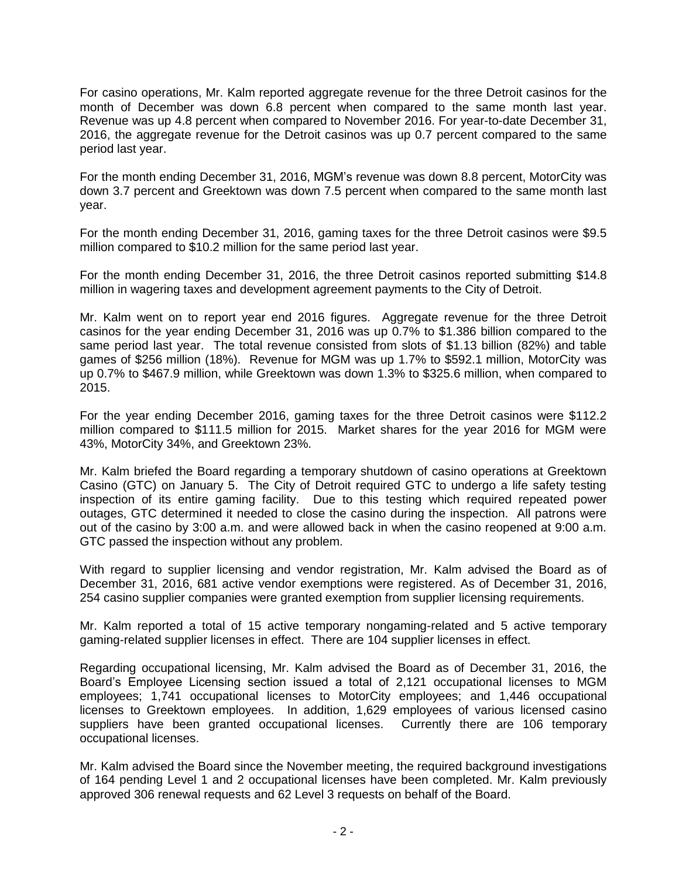For casino operations, Mr. Kalm reported aggregate revenue for the three Detroit casinos for the month of December was down 6.8 percent when compared to the same month last year. Revenue was up 4.8 percent when compared to November 2016. For year-to-date December 31, 2016, the aggregate revenue for the Detroit casinos was up 0.7 percent compared to the same period last year.

For the month ending December 31, 2016, MGM's revenue was down 8.8 percent, MotorCity was down 3.7 percent and Greektown was down 7.5 percent when compared to the same month last year.

For the month ending December 31, 2016, gaming taxes for the three Detroit casinos were $9.5 million compared to $10.2 million for the same period last year.

For the month ending December 31, 2016, the three Detroit casinos reported submitting $14.8 million in wagering taxes and development agreement payments to the City of Detroit.

Mr. Kalm went on to report year end 2016 figures. Aggregate revenue for the three Detroit casinos for the year ending December 31, 2016 was up 0.7% to $1.386 billion compared to the same period last year. The total revenue consisted from slots of $1.13 billion (82%) and table games of $256 million (18%). Revenue for MGM was up 1.7% to $592.1 million, MotorCity was up 0.7% to $467.9 million, while Greektown was down 1.3% to $325.6 million, when compared to 2015.

For the year ending December 2016, gaming taxes for the three Detroit casinos were $112.2 million compared to $111.5 million for 2015. Market shares for the year 2016 for MGM were 43%, MotorCity 34%, and Greektown 23%.

Mr. Kalm briefed the Board regarding a temporary shutdown of casino operations at Greektown Casino (GTC) on January 5. The City of Detroit required GTC to undergo a life safety testing inspection of its entire gaming facility. Due to this testing which required repeated power outages, GTC determined it needed to close the casino during the inspection. All patrons were out of the casino by 3:00 a.m. and were allowed back in when the casino reopened at 9:00 a.m. GTC passed the inspection without any problem.

With regard to supplier licensing and vendor registration, Mr. Kalm advised the Board as of December 31, 2016, 681 active vendor exemptions were registered. As of December 31, 2016, 254 casino supplier companies were granted exemption from supplier licensing requirements.

Mr. Kalm reported a total of 15 active temporary nongaming-related and 5 active temporary gaming-related supplier licenses in effect. There are 104 supplier licenses in effect.

Regarding occupational licensing, Mr. Kalm advised the Board as of December 31, 2016, the Board's Employee Licensing section issued a total of 2,121 occupational licenses to MGM employees; 1,741 occupational licenses to MotorCity employees; and 1,446 occupational licenses to Greektown employees. In addition, 1,629 employees of various licensed casino suppliers have been granted occupational licenses. Currently there are 106 temporary occupational licenses.

Mr. Kalm advised the Board since the November meeting, the required background investigations of 164 pending Level 1 and 2 occupational licenses have been completed. Mr. Kalm previously approved 306 renewal requests and 62 Level 3 requests on behalf of the Board.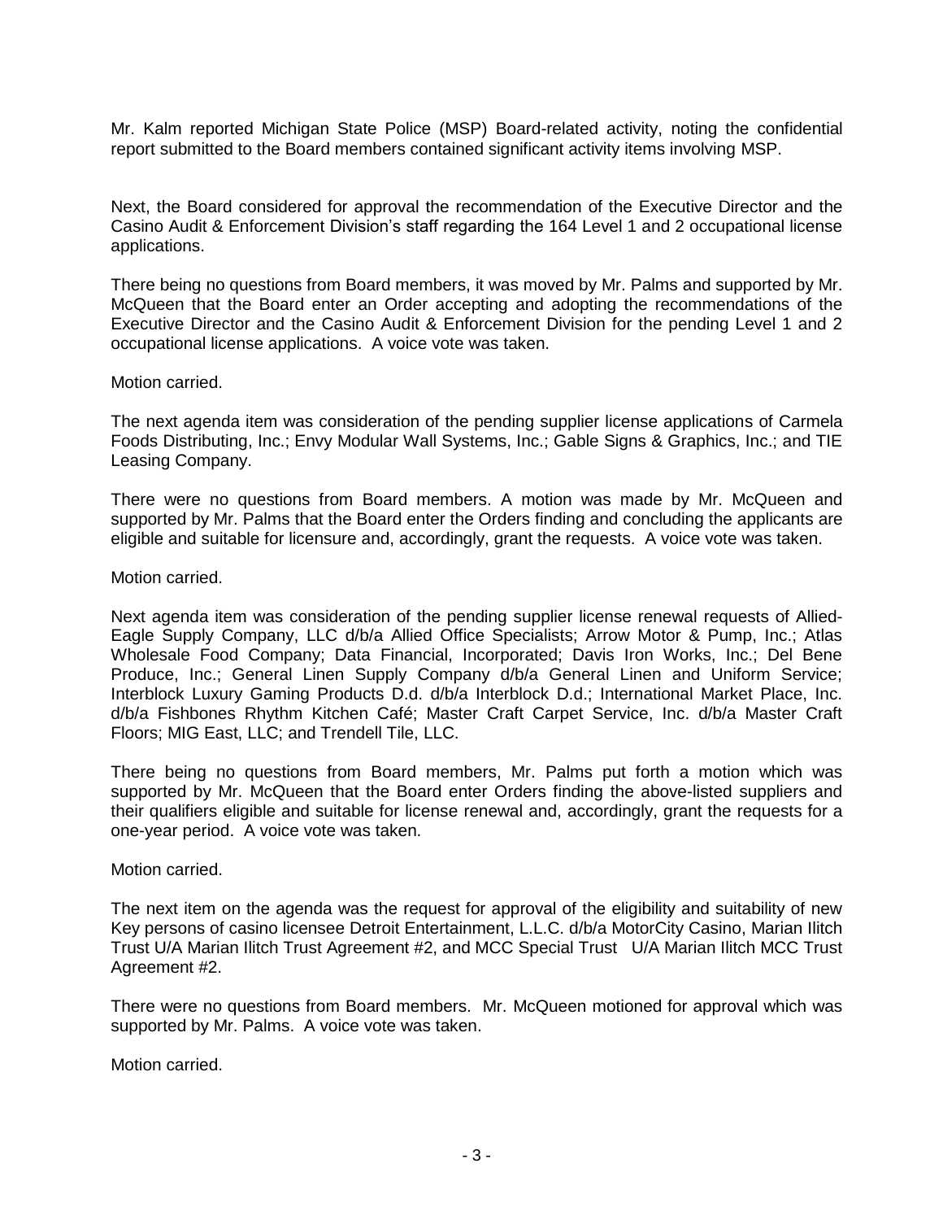Mr. Kalm reported Michigan State Police (MSP) Board-related activity, noting the confidential report submitted to the Board members contained significant activity items involving MSP.

Next, the Board considered for approval the recommendation of the Executive Director and the Casino Audit & Enforcement Division's staff regarding the 164 Level 1 and 2 occupational license applications.

There being no questions from Board members, it was moved by Mr. Palms and supported by Mr. McQueen that the Board enter an Order accepting and adopting the recommendations of the Executive Director and the Casino Audit & Enforcement Division for the pending Level 1 and 2 occupational license applications. A voice vote was taken.

Motion carried.

The next agenda item was consideration of the pending supplier license applications of Carmela Foods Distributing, Inc.; Envy Modular Wall Systems, Inc.; Gable Signs & Graphics, Inc.; and TIE Leasing Company.

There were no questions from Board members. A motion was made by Mr. McQueen and supported by Mr. Palms that the Board enter the Orders finding and concluding the applicants are eligible and suitable for licensure and, accordingly, grant the requests. A voice vote was taken.

Motion carried.

Next agenda item was consideration of the pending supplier license renewal requests of Allied-Eagle Supply Company, LLC d/b/a Allied Office Specialists; Arrow Motor & Pump, Inc.; Atlas Wholesale Food Company; Data Financial, Incorporated; Davis Iron Works, Inc.; Del Bene Produce, Inc.; General Linen Supply Company d/b/a General Linen and Uniform Service; Interblock Luxury Gaming Products D.d. d/b/a Interblock D.d.; International Market Place, Inc. d/b/a Fishbones Rhythm Kitchen Café; Master Craft Carpet Service, Inc. d/b/a Master Craft Floors; MIG East, LLC; and Trendell Tile, LLC.

There being no questions from Board members, Mr. Palms put forth a motion which was supported by Mr. McQueen that the Board enter Orders finding the above-listed suppliers and their qualifiers eligible and suitable for license renewal and, accordingly, grant the requests for a one-year period. A voice vote was taken.

Motion carried.

The next item on the agenda was the request for approval of the eligibility and suitability of new Key persons of casino licensee Detroit Entertainment, L.L.C. d/b/a MotorCity Casino, Marian Ilitch Trust U/A Marian Ilitch Trust Agreement #2, and MCC Special Trust U/A Marian Ilitch MCC Trust Agreement #2.

There were no questions from Board members. Mr. McQueen motioned for approval which was supported by Mr. Palms. A voice vote was taken.

Motion carried.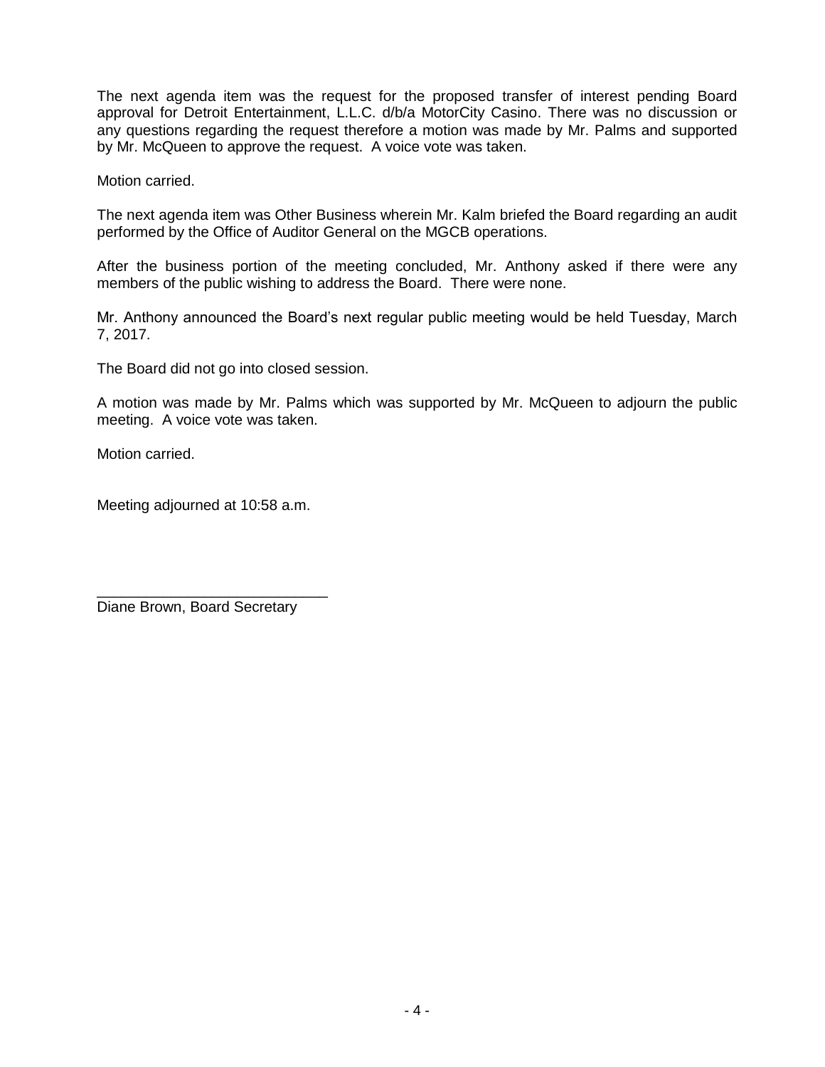The next agenda item was the request for the proposed transfer of interest pending Board approval for Detroit Entertainment, L.L.C. d/b/a MotorCity Casino. There was no discussion or any questions regarding the request therefore a motion was made by Mr. Palms and supported by Mr. McQueen to approve the request. A voice vote was taken.

Motion carried.

The next agenda item was Other Business wherein Mr. Kalm briefed the Board regarding an audit performed by the Office of Auditor General on the MGCB operations.

After the business portion of the meeting concluded, Mr. Anthony asked if there were any members of the public wishing to address the Board. There were none.

Mr. Anthony announced the Board's next regular public meeting would be held Tuesday, March 7, 2017.

The Board did not go into closed session.

A motion was made by Mr. Palms which was supported by Mr. McQueen to adjourn the public meeting. A voice vote was taken.

Motion carried.

Meeting adjourned at 10:58 a.m.

\_\_\_\_\_\_\_\_\_\_\_\_\_\_\_\_\_\_\_\_\_\_\_\_\_\_\_\_

Diane Brown, Board Secretary